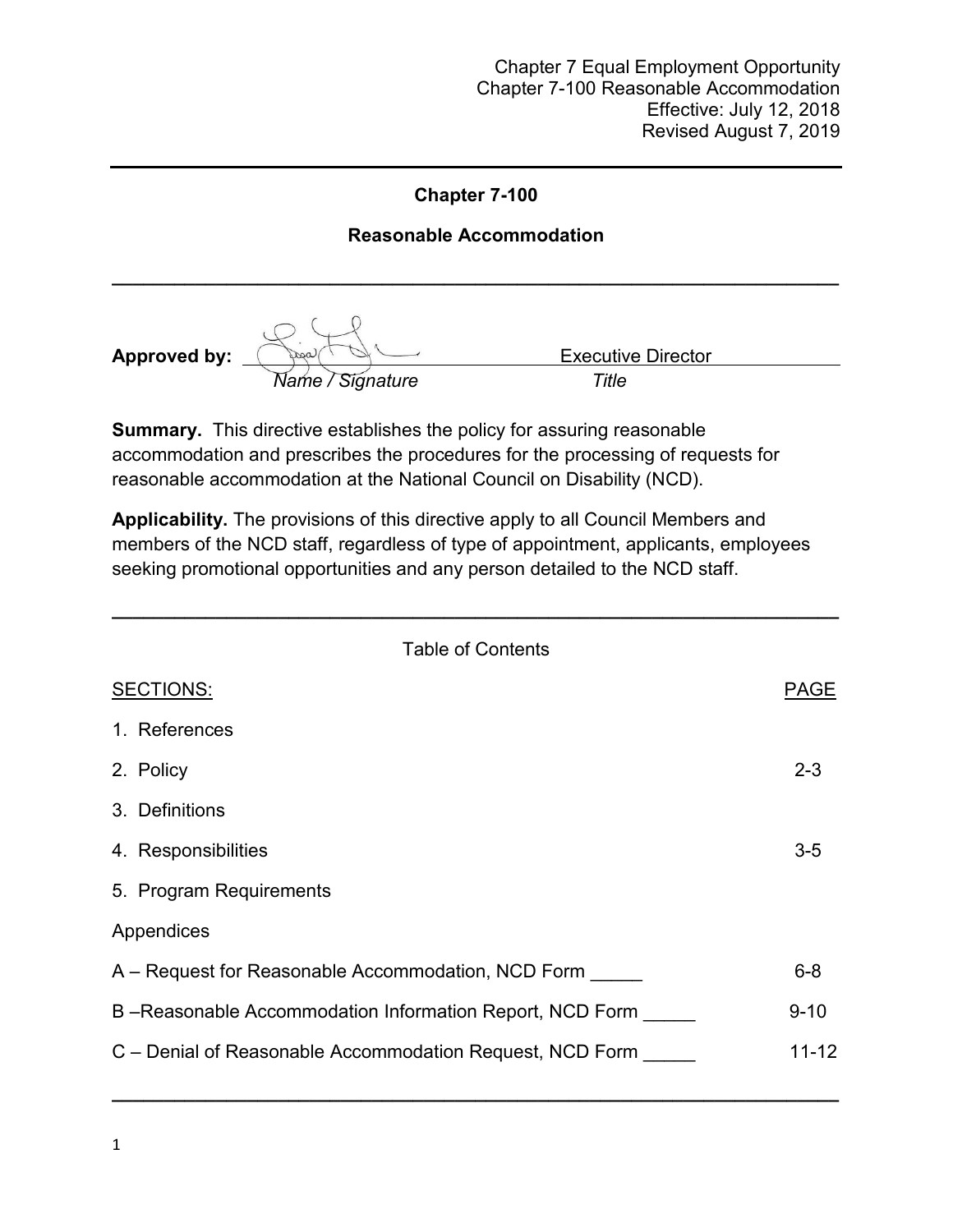Chapter 7 Equal Employment Opportunity
Chapter 7-100 Reasonable Accommodation
Effective: July 12, 2018
Revised August 7, 2019

# Chapter 7-100

## Reasonable Accommodation

**Approved by:** ______________________ Executive Director
*Name / Signature* *Title*

**Summary.** This directive establishes the policy for assuring reasonable accommodation and prescribes the procedures for the processing of requests for reasonable accommodation at the National Council on Disability (NCD).

**Applicability.** The provisions of this directive apply to all Council Members and members of the NCD staff, regardless of type of appointment, applicants, employees seeking promotional opportunities and any person detailed to the NCD staff.

Table of Contents

| SECTIONS: | PAGE |
|---|---|
| 1. References | |
| 2. Policy | 2-3 |
| 3. Definitions | |
| 4. Responsibilities | 3-5 |
| 5. Program Requirements | |
| Appendices | |
| A – Request for Reasonable Accommodation, NCD Form _____ | 6-8 |
| B –Reasonable Accommodation Information Report, NCD Form _____ | 9-10 |
| C – Denial of Reasonable Accommodation Request, NCD Form _____ | 11-12 |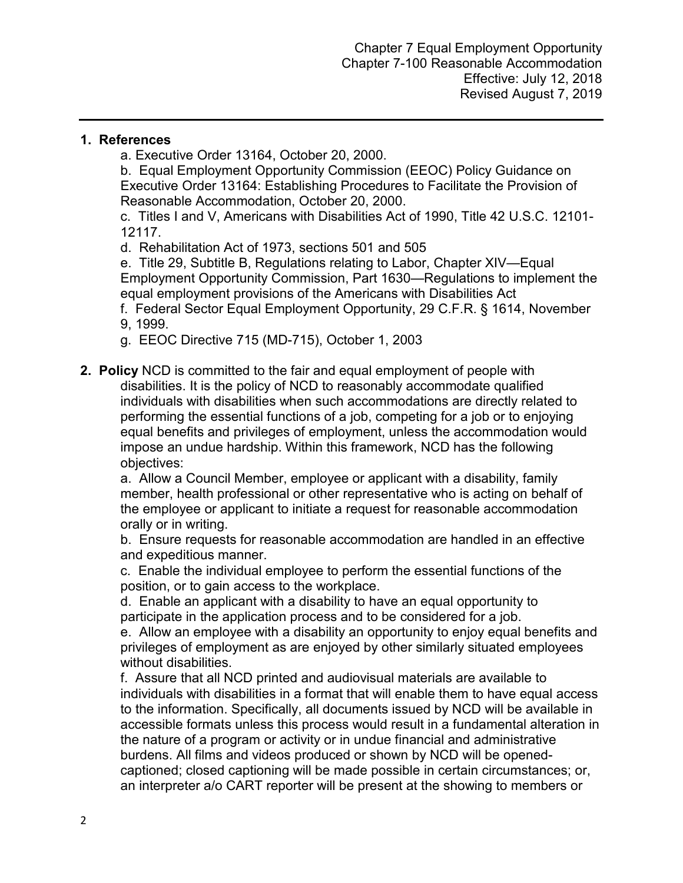Chapter 7 Equal Employment Opportunity
Chapter 7-100 Reasonable Accommodation
Effective: July 12, 2018
Revised August 7, 2019

1. **References**
   a. Executive Order 13164, October 20, 2000.
   b. Equal Employment Opportunity Commission (EEOC) Policy Guidance on Executive Order 13164: Establishing Procedures to Facilitate the Provision of Reasonable Accommodation, October 20, 2000.
   c. Titles I and V, Americans with Disabilities Act of 1990, Title 42 U.S.C. 12101-12117.
   d. Rehabilitation Act of 1973, sections 501 and 505
   e. Title 29, Subtitle B, Regulations relating to Labor, Chapter XIV—Equal Employment Opportunity Commission, Part 1630—Regulations to implement the equal employment provisions of the Americans with Disabilities Act
   f. Federal Sector Equal Employment Opportunity, 29 C.F.R. § 1614, November 9, 1999.
   g. EEOC Directive 715 (MD-715), October 1, 2003

2. **Policy** NCD is committed to the fair and equal employment of people with disabilities. It is the policy of NCD to reasonably accommodate qualified individuals with disabilities when such accommodations are directly related to performing the essential functions of a job, competing for a job or to enjoying equal benefits and privileges of employment, unless the accommodation would impose an undue hardship. Within this framework, NCD has the following objectives:
   a. Allow a Council Member, employee or applicant with a disability, family member, health professional or other representative who is acting on behalf of the employee or applicant to initiate a request for reasonable accommodation orally or in writing.
   b. Ensure requests for reasonable accommodation are handled in an effective and expeditious manner.
   c. Enable the individual employee to perform the essential functions of the position, or to gain access to the workplace.
   d. Enable an applicant with a disability to have an equal opportunity to participate in the application process and to be considered for a job.
   e. Allow an employee with a disability an opportunity to enjoy equal benefits and privileges of employment as are enjoyed by other similarly situated employees without disabilities.
   f. Assure that all NCD printed and audiovisual materials are available to individuals with disabilities in a format that will enable them to have equal access to the information. Specifically, all documents issued by NCD will be available in accessible formats unless this process would result in a fundamental alteration in the nature of a program or activity or in undue financial and administrative burdens. All films and videos produced or shown by NCD will be opened-captioned; closed captioning will be made possible in certain circumstances; or, an interpreter a/o CART reporter will be present at the showing to members or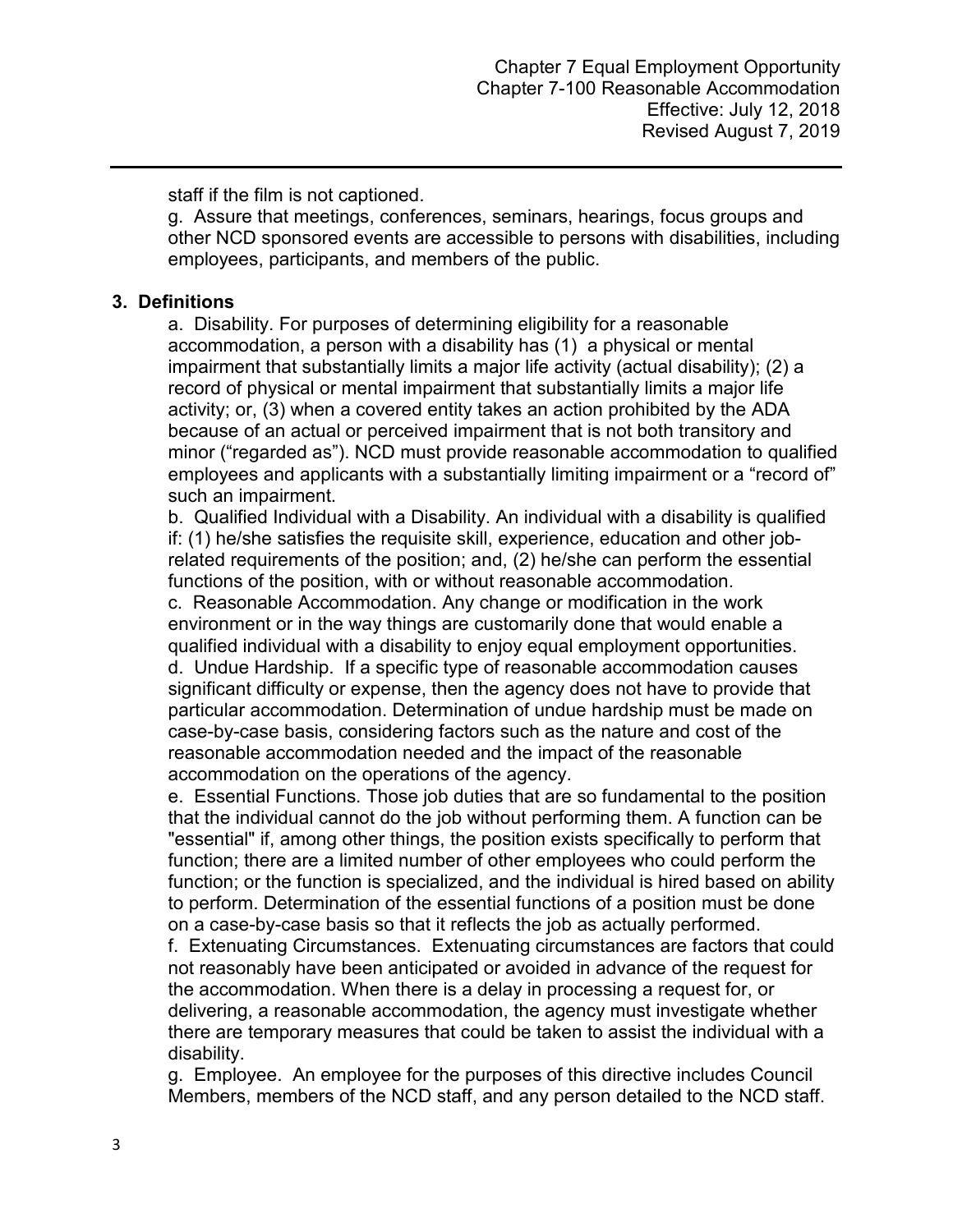staff if the film is not captioned.

g. Assure that meetings, conferences, seminars, hearings, focus groups and other NCD sponsored events are accessible to persons with disabilities, including employees, participants, and members of the public.

## 3. Definitions

a. Disability. For purposes of determining eligibility for a reasonable accommodation, a person with a disability has (1) a physical or mental impairment that substantially limits a major life activity (actual disability); (2) a record of physical or mental impairment that substantially limits a major life activity; or, (3) when a covered entity takes an action prohibited by the ADA because of an actual or perceived impairment that is not both transitory and minor ("regarded as"). NCD must provide reasonable accommodation to qualified employees and applicants with a substantially limiting impairment or a "record of" such an impairment.

b. Qualified Individual with a Disability. An individual with a disability is qualified if: (1) he/she satisfies the requisite skill, experience, education and other job-related requirements of the position; and, (2) he/she can perform the essential functions of the position, with or without reasonable accommodation.

c. Reasonable Accommodation. Any change or modification in the work environment or in the way things are customarily done that would enable a qualified individual with a disability to enjoy equal employment opportunities.

d. Undue Hardship. If a specific type of reasonable accommodation causes significant difficulty or expense, then the agency does not have to provide that particular accommodation. Determination of undue hardship must be made on case-by-case basis, considering factors such as the nature and cost of the reasonable accommodation needed and the impact of the reasonable accommodation on the operations of the agency.

e. Essential Functions. Those job duties that are so fundamental to the position that the individual cannot do the job without performing them. A function can be "essential" if, among other things, the position exists specifically to perform that function; there are a limited number of other employees who could perform the function; or the function is specialized, and the individual is hired based on ability to perform. Determination of the essential functions of a position must be done on a case-by-case basis so that it reflects the job as actually performed.

f. Extenuating Circumstances. Extenuating circumstances are factors that could not reasonably have been anticipated or avoided in advance of the request for the accommodation. When there is a delay in processing a request for, or delivering, a reasonable accommodation, the agency must investigate whether there are temporary measures that could be taken to assist the individual with a disability.

g. Employee. An employee for the purposes of this directive includes Council Members, members of the NCD staff, and any person detailed to the NCD staff.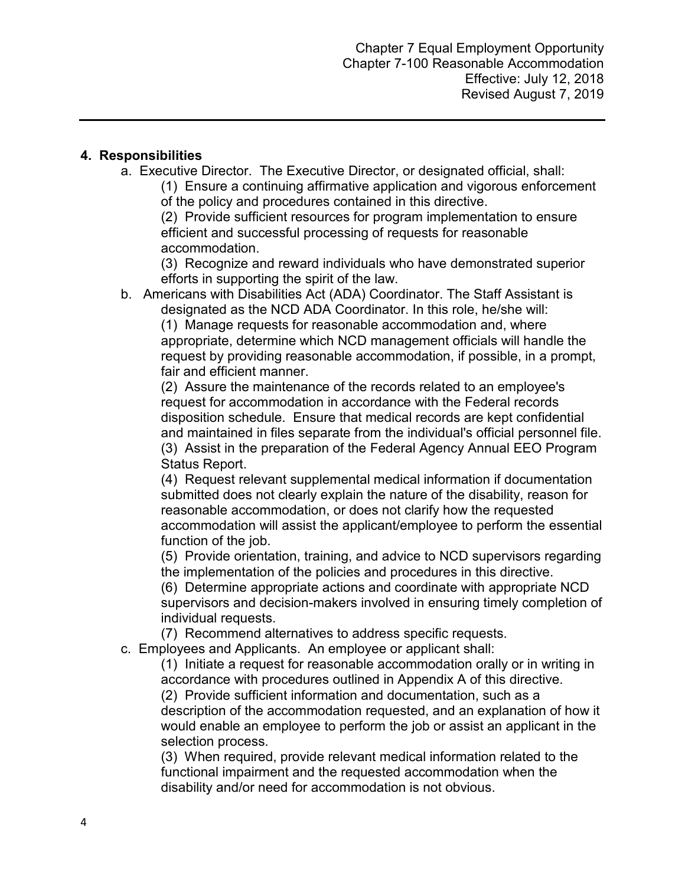## 4. Responsibilities

a. Executive Director. The Executive Director, or designated official, shall:

(1) Ensure a continuing affirmative application and vigorous enforcement of the policy and procedures contained in this directive.

(2) Provide sufficient resources for program implementation to ensure efficient and successful processing of requests for reasonable accommodation.

(3) Recognize and reward individuals who have demonstrated superior efforts in supporting the spirit of the law.

b. Americans with Disabilities Act (ADA) Coordinator. The Staff Assistant is designated as the NCD ADA Coordinator. In this role, he/she will:

(1) Manage requests for reasonable accommodation and, where appropriate, determine which NCD management officials will handle the request by providing reasonable accommodation, if possible, in a prompt, fair and efficient manner.

(2) Assure the maintenance of the records related to an employee's request for accommodation in accordance with the Federal records disposition schedule. Ensure that medical records are kept confidential and maintained in files separate from the individual's official personnel file.

(3) Assist in the preparation of the Federal Agency Annual EEO Program Status Report.

(4) Request relevant supplemental medical information if documentation submitted does not clearly explain the nature of the disability, reason for reasonable accommodation, or does not clarify how the requested accommodation will assist the applicant/employee to perform the essential function of the job.

(5) Provide orientation, training, and advice to NCD supervisors regarding the implementation of the policies and procedures in this directive.

(6) Determine appropriate actions and coordinate with appropriate NCD supervisors and decision-makers involved in ensuring timely completion of individual requests.

(7) Recommend alternatives to address specific requests.

c. Employees and Applicants. An employee or applicant shall:

(1) Initiate a request for reasonable accommodation orally or in writing in accordance with procedures outlined in Appendix A of this directive.

(2) Provide sufficient information and documentation, such as a description of the accommodation requested, and an explanation of how it would enable an employee to perform the job or assist an applicant in the selection process.

(3) When required, provide relevant medical information related to the functional impairment and the requested accommodation when the disability and/or need for accommodation is not obvious.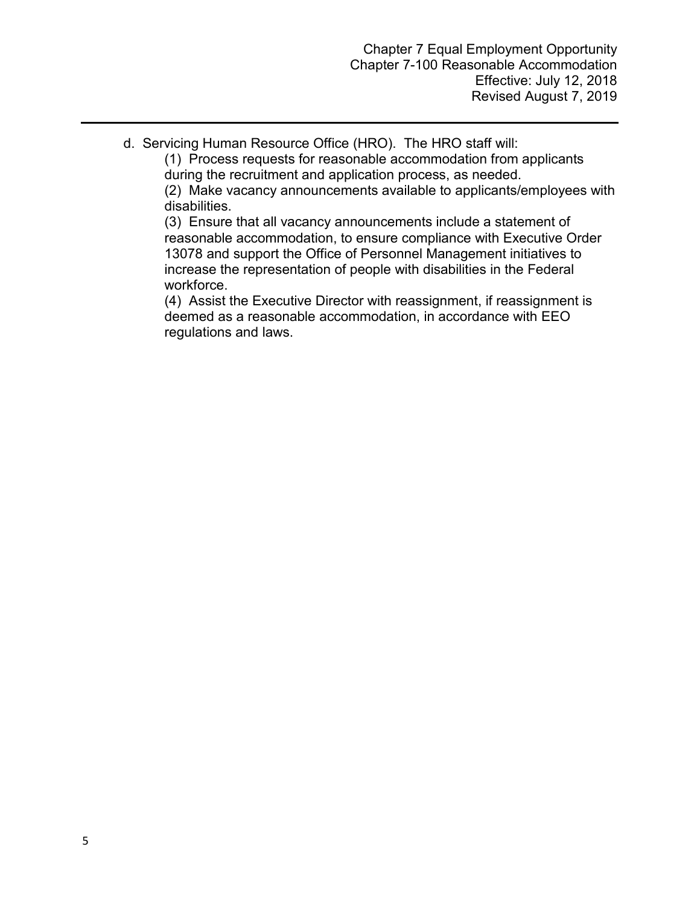d. Servicing Human Resource Office (HRO). The HRO staff will:

(1) Process requests for reasonable accommodation from applicants during the recruitment and application process, as needed.

(2) Make vacancy announcements available to applicants/employees with disabilities.

(3) Ensure that all vacancy announcements include a statement of reasonable accommodation, to ensure compliance with Executive Order 13078 and support the Office of Personnel Management initiatives to increase the representation of people with disabilities in the Federal workforce.

(4) Assist the Executive Director with reassignment, if reassignment is deemed as a reasonable accommodation, in accordance with EEO regulations and laws.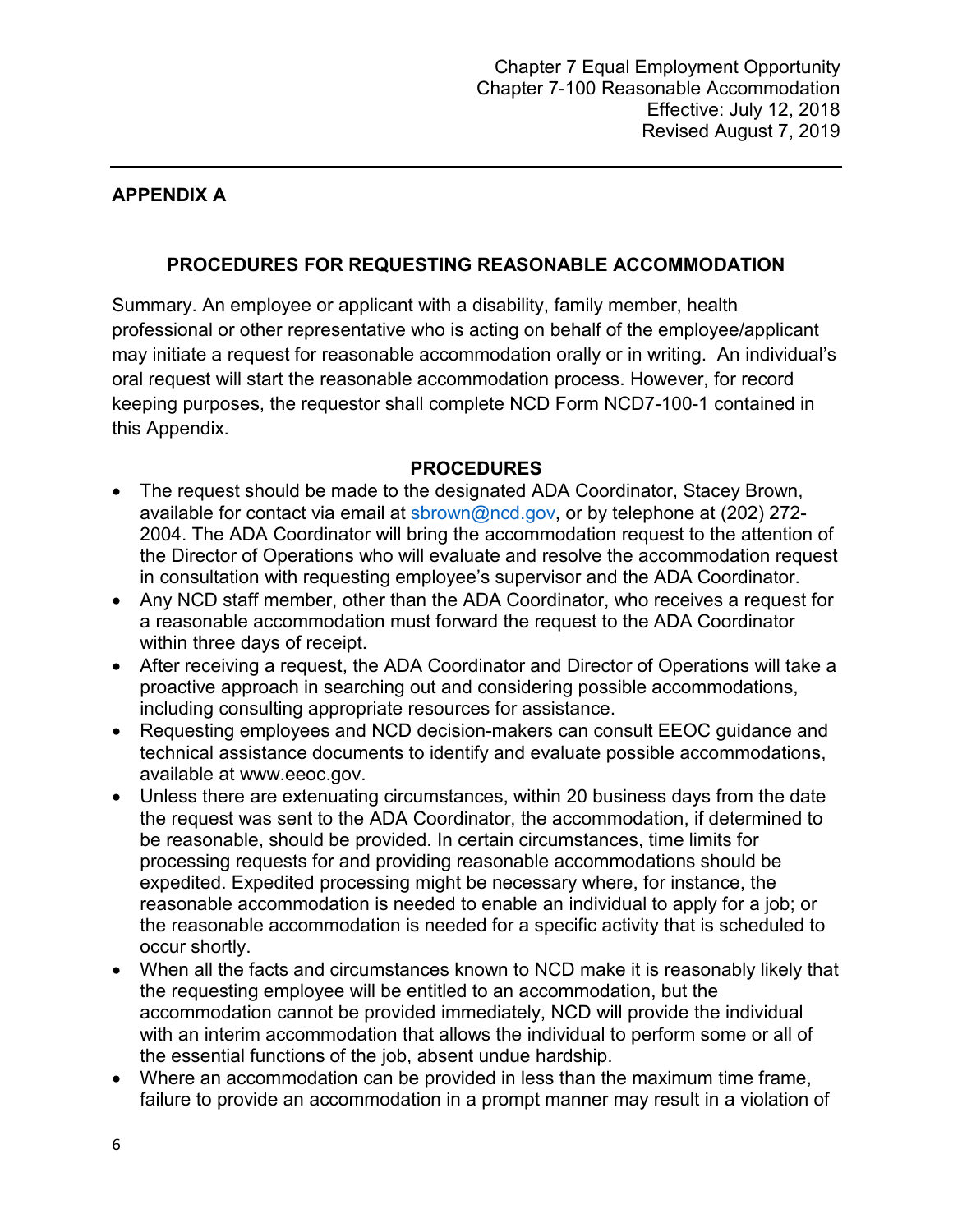## APPENDIX A

### PROCEDURES FOR REQUESTING REASONABLE ACCOMMODATION

Summary. An employee or applicant with a disability, family member, health professional or other representative who is acting on behalf of the employee/applicant may initiate a request for reasonable accommodation orally or in writing. An individual's oral request will start the reasonable accommodation process. However, for record keeping purposes, the requestor shall complete NCD Form NCD7-100-1 contained in this Appendix.

### PROCEDURES

- The request should be made to the designated ADA Coordinator, Stacey Brown, available for contact via email at sbrown@ncd.gov, or by telephone at (202) 272-2004. The ADA Coordinator will bring the accommodation request to the attention of the Director of Operations who will evaluate and resolve the accommodation request in consultation with requesting employee's supervisor and the ADA Coordinator.
- Any NCD staff member, other than the ADA Coordinator, who receives a request for a reasonable accommodation must forward the request to the ADA Coordinator within three days of receipt.
- After receiving a request, the ADA Coordinator and Director of Operations will take a proactive approach in searching out and considering possible accommodations, including consulting appropriate resources for assistance.
- Requesting employees and NCD decision-makers can consult EEOC guidance and technical assistance documents to identify and evaluate possible accommodations, available at www.eeoc.gov.
- Unless there are extenuating circumstances, within 20 business days from the date the request was sent to the ADA Coordinator, the accommodation, if determined to be reasonable, should be provided. In certain circumstances, time limits for processing requests for and providing reasonable accommodations should be expedited. Expedited processing might be necessary where, for instance, the reasonable accommodation is needed to enable an individual to apply for a job; or the reasonable accommodation is needed for a specific activity that is scheduled to occur shortly.
- When all the facts and circumstances known to NCD make it is reasonably likely that the requesting employee will be entitled to an accommodation, but the accommodation cannot be provided immediately, NCD will provide the individual with an interim accommodation that allows the individual to perform some or all of the essential functions of the job, absent undue hardship.
- Where an accommodation can be provided in less than the maximum time frame, failure to provide an accommodation in a prompt manner may result in a violation of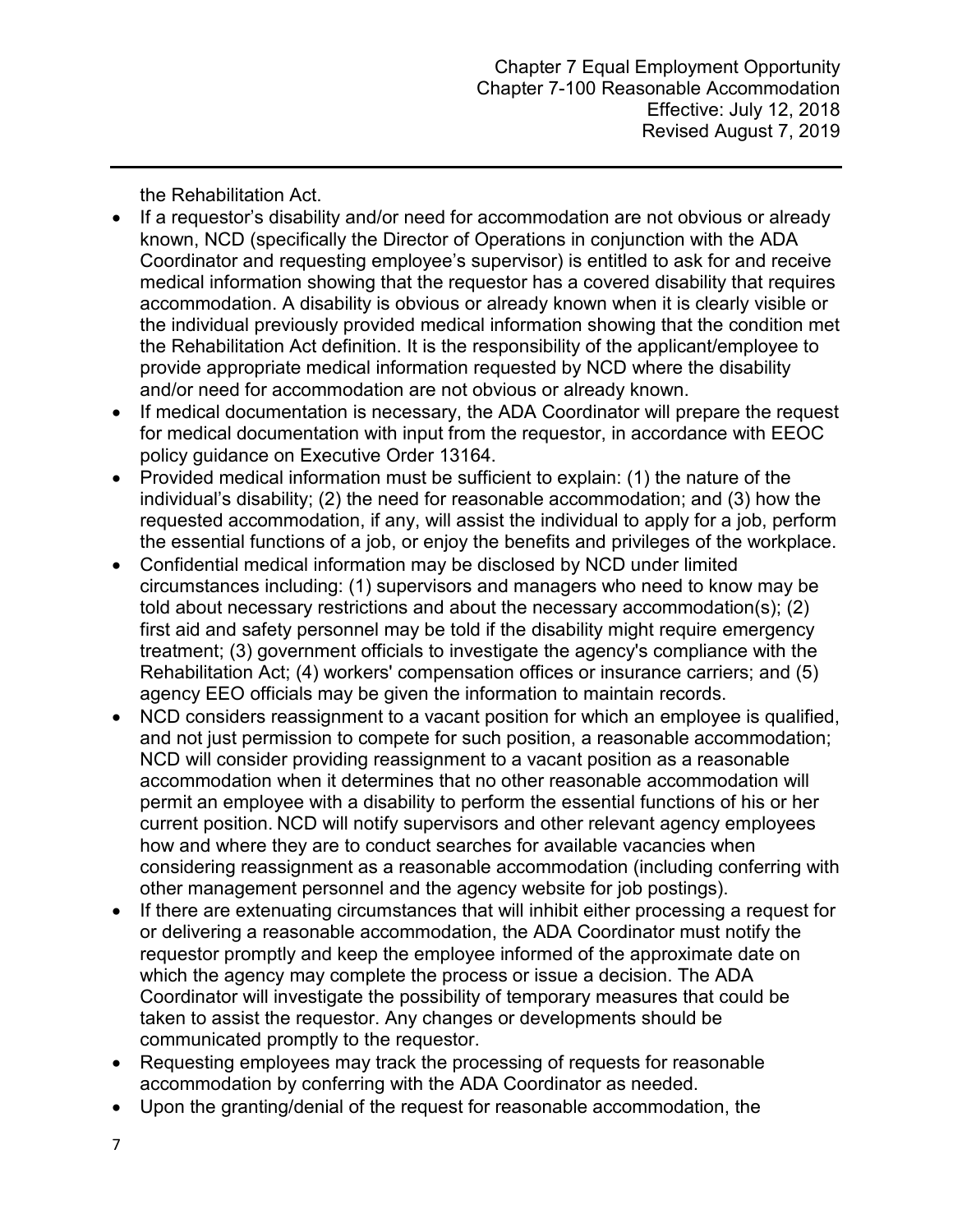the Rehabilitation Act.

- If a requestor's disability and/or need for accommodation are not obvious or already known, NCD (specifically the Director of Operations in conjunction with the ADA Coordinator and requesting employee's supervisor) is entitled to ask for and receive medical information showing that the requestor has a covered disability that requires accommodation. A disability is obvious or already known when it is clearly visible or the individual previously provided medical information showing that the condition met the Rehabilitation Act definition. It is the responsibility of the applicant/employee to provide appropriate medical information requested by NCD where the disability and/or need for accommodation are not obvious or already known.
- If medical documentation is necessary, the ADA Coordinator will prepare the request for medical documentation with input from the requestor, in accordance with EEOC policy guidance on Executive Order 13164.
- Provided medical information must be sufficient to explain: (1) the nature of the individual's disability; (2) the need for reasonable accommodation; and (3) how the requested accommodation, if any, will assist the individual to apply for a job, perform the essential functions of a job, or enjoy the benefits and privileges of the workplace.
- Confidential medical information may be disclosed by NCD under limited circumstances including: (1) supervisors and managers who need to know may be told about necessary restrictions and about the necessary accommodation(s); (2) first aid and safety personnel may be told if the disability might require emergency treatment; (3) government officials to investigate the agency's compliance with the Rehabilitation Act; (4) workers' compensation offices or insurance carriers; and (5) agency EEO officials may be given the information to maintain records.
- NCD considers reassignment to a vacant position for which an employee is qualified, and not just permission to compete for such position, a reasonable accommodation; NCD will consider providing reassignment to a vacant position as a reasonable accommodation when it determines that no other reasonable accommodation will permit an employee with a disability to perform the essential functions of his or her current position. NCD will notify supervisors and other relevant agency employees how and where they are to conduct searches for available vacancies when considering reassignment as a reasonable accommodation (including conferring with other management personnel and the agency website for job postings).
- If there are extenuating circumstances that will inhibit either processing a request for or delivering a reasonable accommodation, the ADA Coordinator must notify the requestor promptly and keep the employee informed of the approximate date on which the agency may complete the process or issue a decision. The ADA Coordinator will investigate the possibility of temporary measures that could be taken to assist the requestor. Any changes or developments should be communicated promptly to the requestor.
- Requesting employees may track the processing of requests for reasonable accommodation by conferring with the ADA Coordinator as needed.
- Upon the granting/denial of the request for reasonable accommodation, the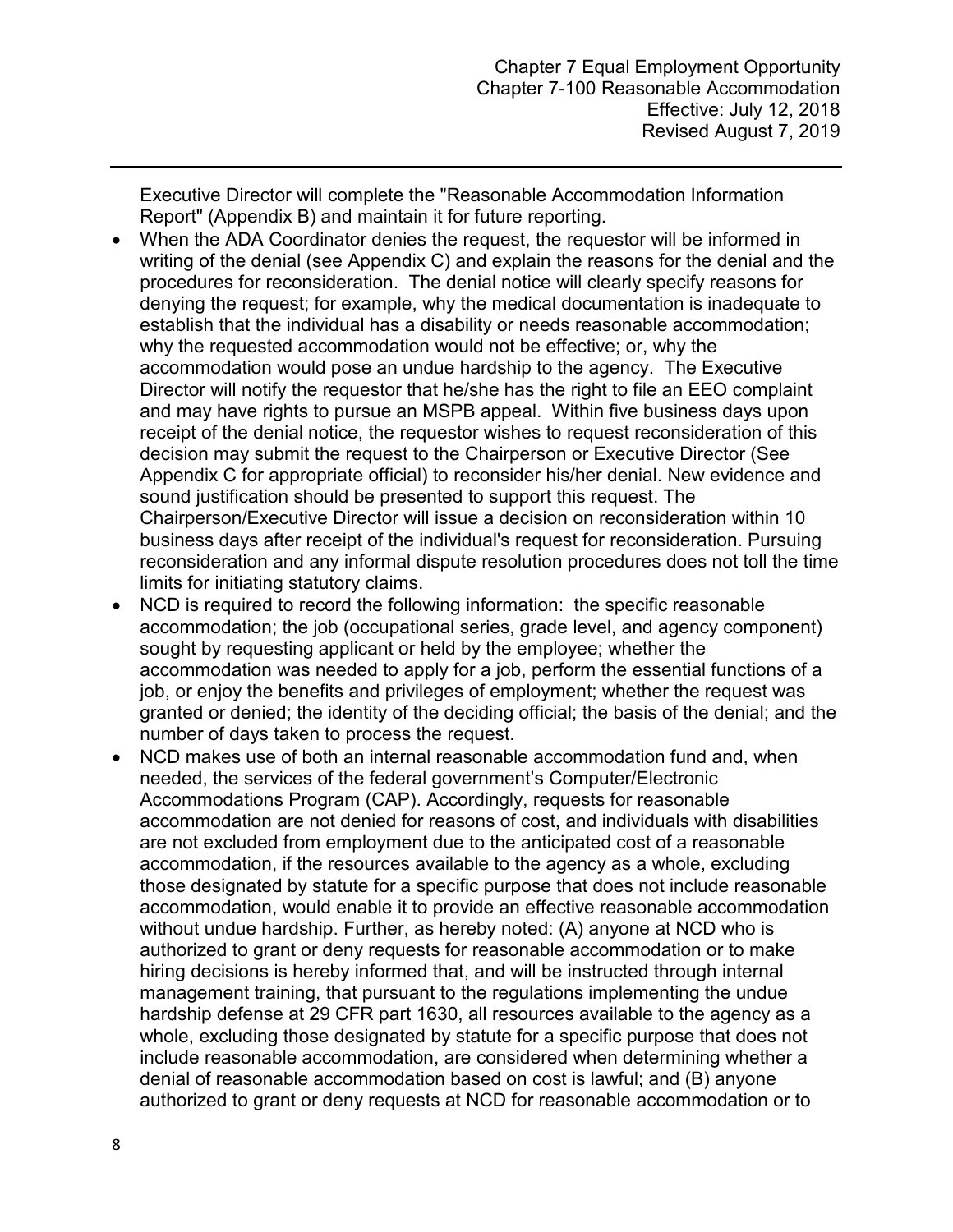Executive Director will complete the "Reasonable Accommodation Information Report" (Appendix B) and maintain it for future reporting.

- When the ADA Coordinator denies the request, the requestor will be informed in writing of the denial (see Appendix C) and explain the reasons for the denial and the procedures for reconsideration. The denial notice will clearly specify reasons for denying the request; for example, why the medical documentation is inadequate to establish that the individual has a disability or needs reasonable accommodation; why the requested accommodation would not be effective; or, why the accommodation would pose an undue hardship to the agency. The Executive Director will notify the requestor that he/she has the right to file an EEO complaint and may have rights to pursue an MSPB appeal. Within five business days upon receipt of the denial notice, the requestor wishes to request reconsideration of this decision may submit the request to the Chairperson or Executive Director (See Appendix C for appropriate official) to reconsider his/her denial. New evidence and sound justification should be presented to support this request. The Chairperson/Executive Director will issue a decision on reconsideration within 10 business days after receipt of the individual's request for reconsideration. Pursuing reconsideration and any informal dispute resolution procedures does not toll the time limits for initiating statutory claims.
- NCD is required to record the following information: the specific reasonable accommodation; the job (occupational series, grade level, and agency component) sought by requesting applicant or held by the employee; whether the accommodation was needed to apply for a job, perform the essential functions of a job, or enjoy the benefits and privileges of employment; whether the request was granted or denied; the identity of the deciding official; the basis of the denial; and the number of days taken to process the request.
- NCD makes use of both an internal reasonable accommodation fund and, when needed, the services of the federal government's Computer/Electronic Accommodations Program (CAP). Accordingly, requests for reasonable accommodation are not denied for reasons of cost, and individuals with disabilities are not excluded from employment due to the anticipated cost of a reasonable accommodation, if the resources available to the agency as a whole, excluding those designated by statute for a specific purpose that does not include reasonable accommodation, would enable it to provide an effective reasonable accommodation without undue hardship. Further, as hereby noted: (A) anyone at NCD who is authorized to grant or deny requests for reasonable accommodation or to make hiring decisions is hereby informed that, and will be instructed through internal management training, that pursuant to the regulations implementing the undue hardship defense at 29 CFR part 1630, all resources available to the agency as a whole, excluding those designated by statute for a specific purpose that does not include reasonable accommodation, are considered when determining whether a denial of reasonable accommodation based on cost is lawful; and (B) anyone authorized to grant or deny requests at NCD for reasonable accommodation or to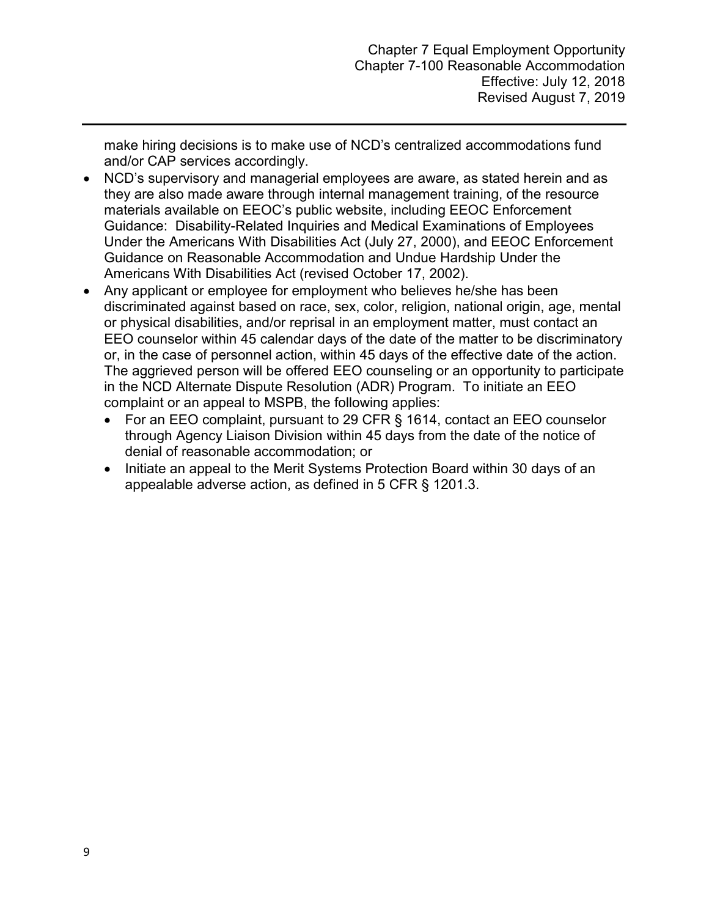make hiring decisions is to make use of NCD's centralized accommodations fund and/or CAP services accordingly.

- NCD's supervisory and managerial employees are aware, as stated herein and as they are also made aware through internal management training, of the resource materials available on EEOC's public website, including EEOC Enforcement Guidance: Disability-Related Inquiries and Medical Examinations of Employees Under the Americans With Disabilities Act (July 27, 2000), and EEOC Enforcement Guidance on Reasonable Accommodation and Undue Hardship Under the Americans With Disabilities Act (revised October 17, 2002).
- Any applicant or employee for employment who believes he/she has been discriminated against based on race, sex, color, religion, national origin, age, mental or physical disabilities, and/or reprisal in an employment matter, must contact an EEO counselor within 45 calendar days of the date of the matter to be discriminatory or, in the case of personnel action, within 45 days of the effective date of the action. The aggrieved person will be offered EEO counseling or an opportunity to participate in the NCD Alternate Dispute Resolution (ADR) Program. To initiate an EEO complaint or an appeal to MSPB, the following applies:
  - For an EEO complaint, pursuant to 29 CFR § 1614, contact an EEO counselor through Agency Liaison Division within 45 days from the date of the notice of denial of reasonable accommodation; or
  - Initiate an appeal to the Merit Systems Protection Board within 30 days of an appealable adverse action, as defined in 5 CFR § 1201.3.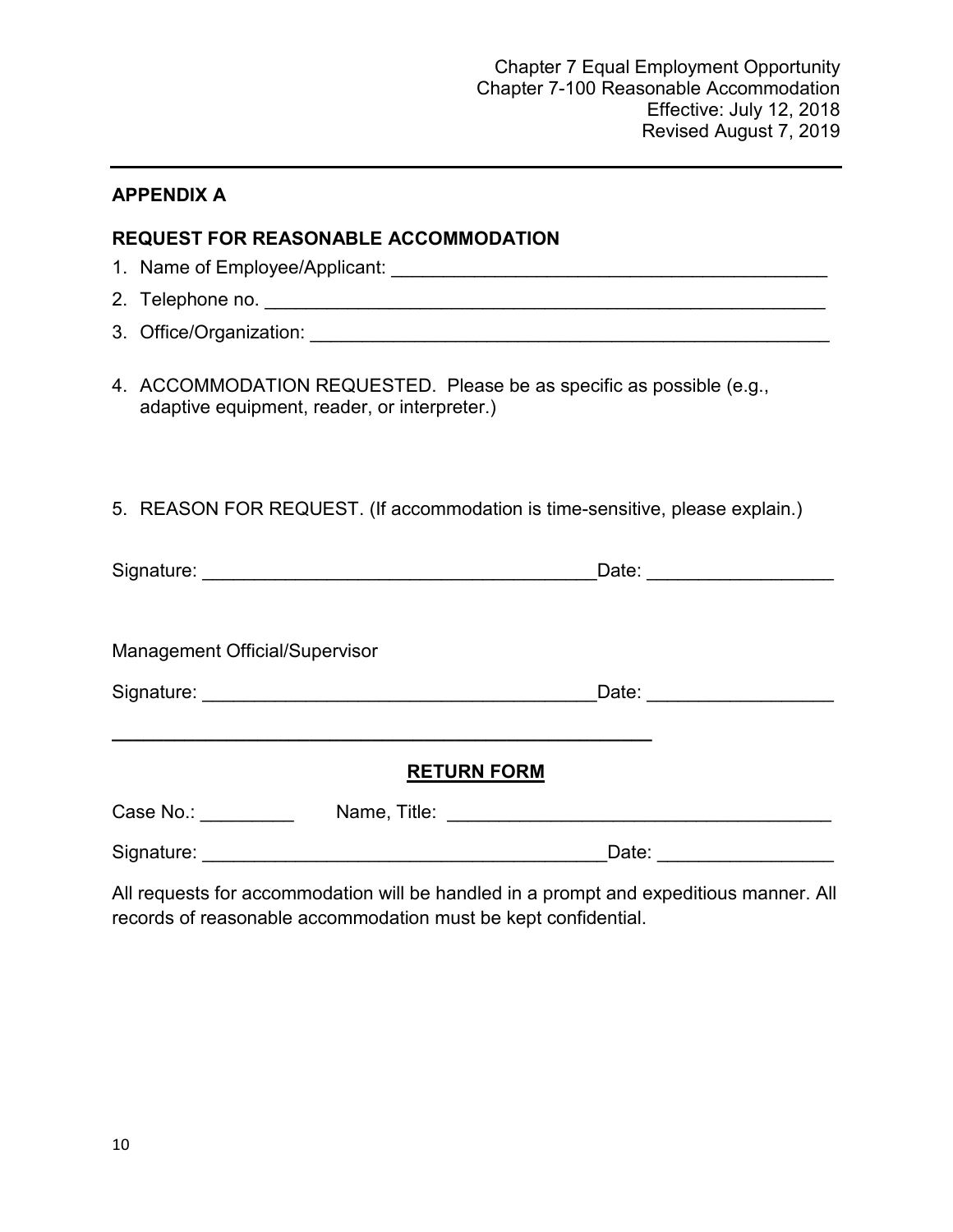## APPENDIX A

### REQUEST FOR REASONABLE ACCOMMODATION

1. Name of Employee/Applicant: ___________________________________________
2. Telephone no. _________________________________________________________
3. Office/Organization: ____________________________________________________
4. ACCOMMODATION REQUESTED. Please be as specific as possible (e.g., adaptive equipment, reader, or interpreter.)

5. REASON FOR REQUEST. (If accommodation is time-sensitive, please explain.)

Signature: _____________________________________Date: __________________

Management Official/Supervisor

Signature: _____________________________________Date: __________________

______________________________________________________

**<u>RETURN FORM</u>**

Case No.: _________ Name, Title: _____________________________________

Signature: ______________________________________Date: _________________

All requests for accommodation will be handled in a prompt and expeditious manner. All records of reasonable accommodation must be kept confidential.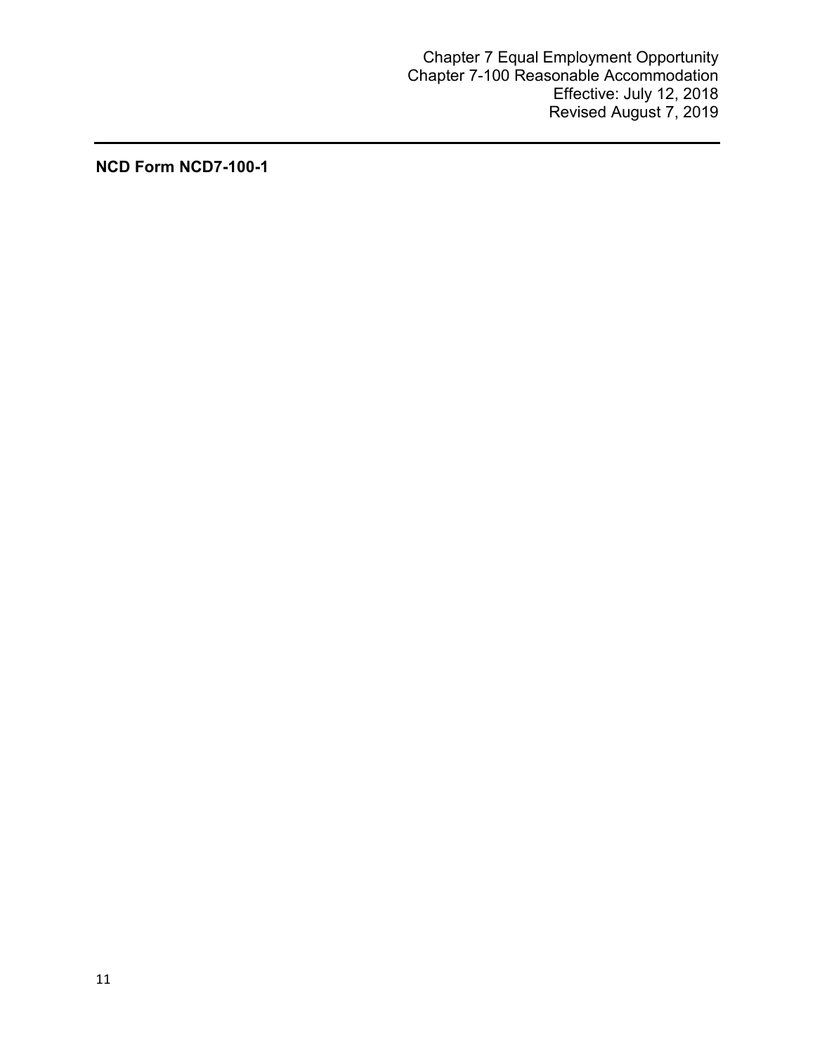**NCD Form NCD7-100-1**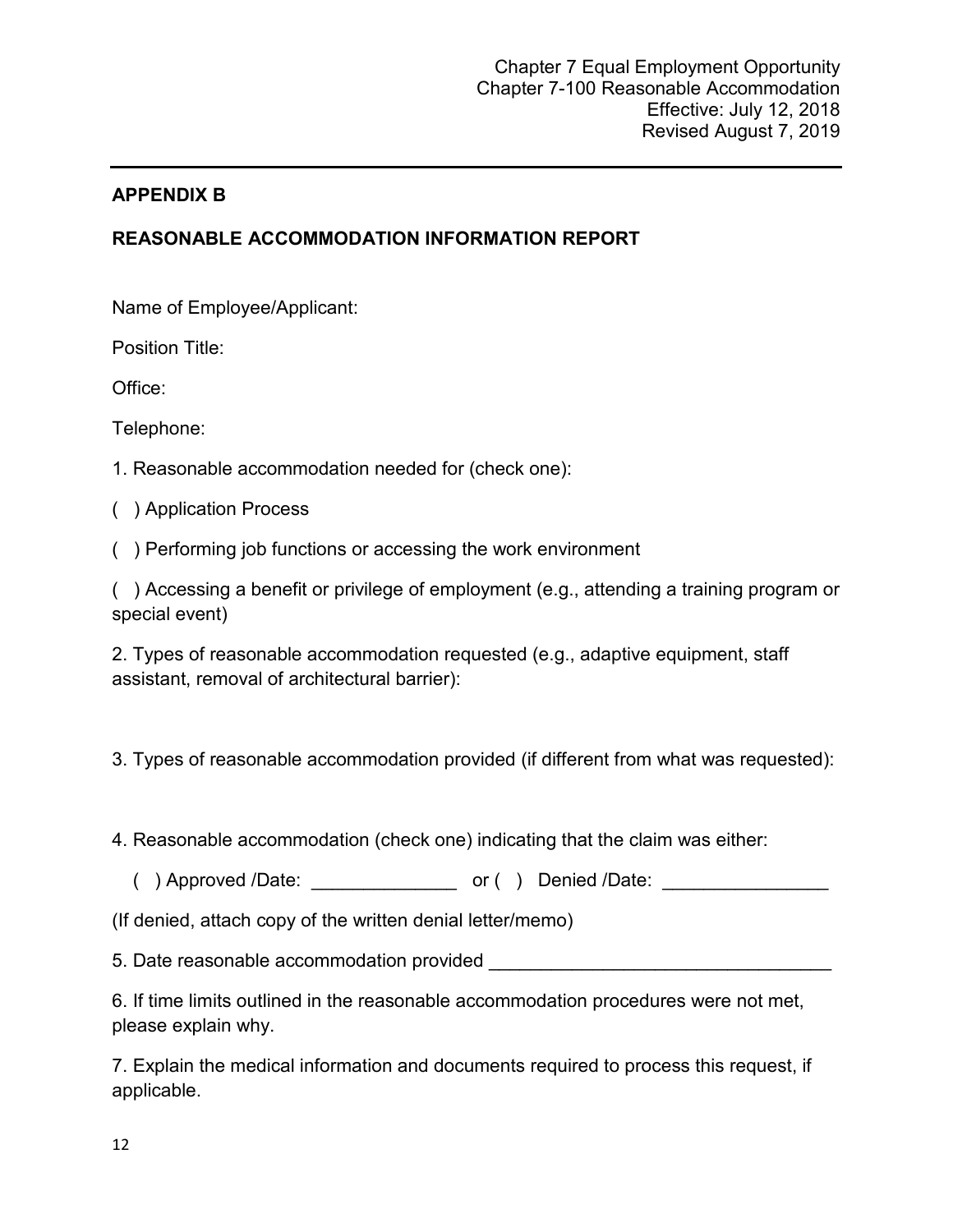## APPENDIX B

## REASONABLE ACCOMMODATION INFORMATION REPORT

Name of Employee/Applicant:

Position Title:

Office:

Telephone:

1. Reasonable accommodation needed for (check one):

( ) Application Process

( ) Performing job functions or accessing the work environment

( ) Accessing a benefit or privilege of employment (e.g., attending a training program or special event)

2. Types of reasonable accommodation requested (e.g., adaptive equipment, staff assistant, removal of architectural barrier):

3. Types of reasonable accommodation provided (if different from what was requested):

4. Reasonable accommodation (check one) indicating that the claim was either:

( ) Approved /Date: ______________ or ( ) Denied /Date: ________________

(If denied, attach copy of the written denial letter/memo)

5. Date reasonable accommodation provided _________________________________

6. If time limits outlined in the reasonable accommodation procedures were not met, please explain why.

7. Explain the medical information and documents required to process this request, if applicable.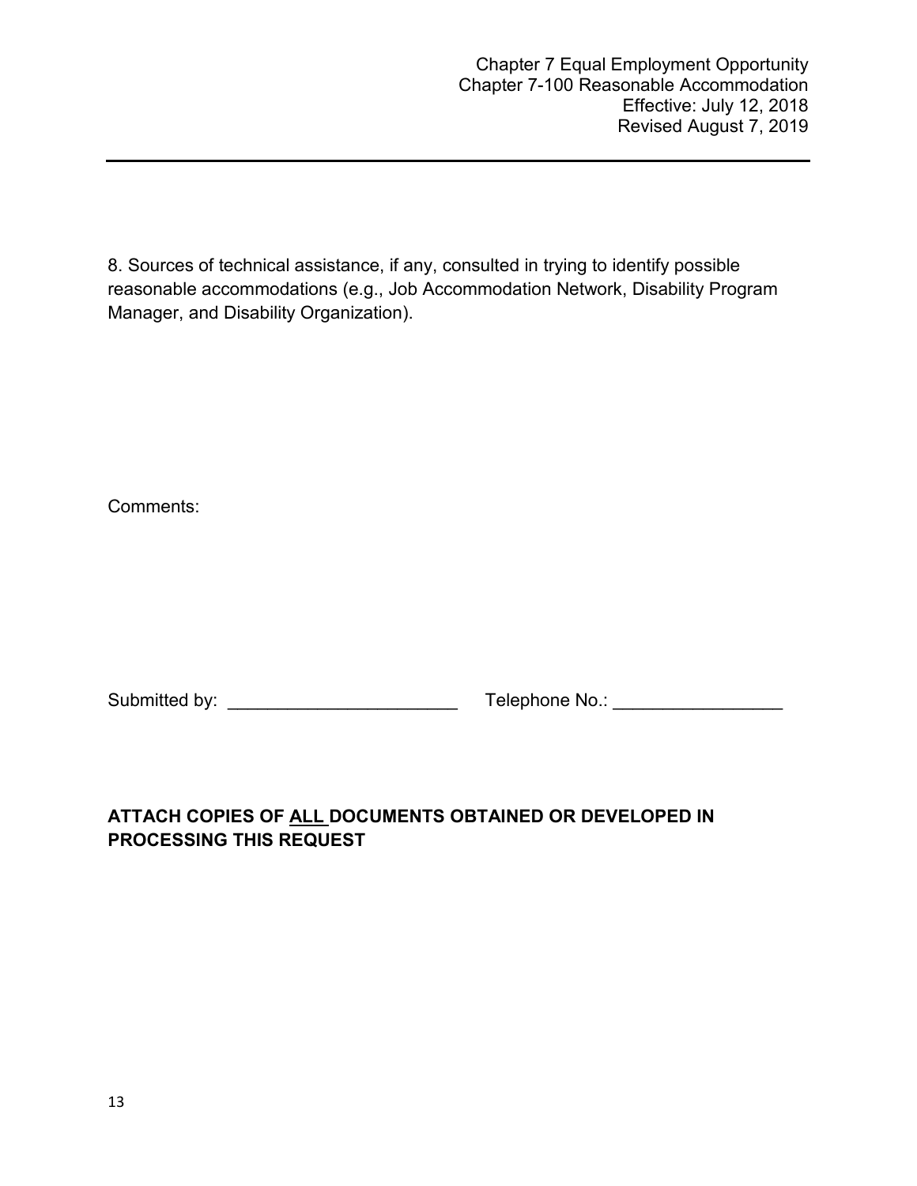8. Sources of technical assistance, if any, consulted in trying to identify possible reasonable accommodations (e.g., Job Accommodation Network, Disability Program Manager, and Disability Organization).

Comments:

Submitted by: _______________________ Telephone No.: _________________

**ATTACH COPIES OF ALL DOCUMENTS OBTAINED OR DEVELOPED IN PROCESSING THIS REQUEST**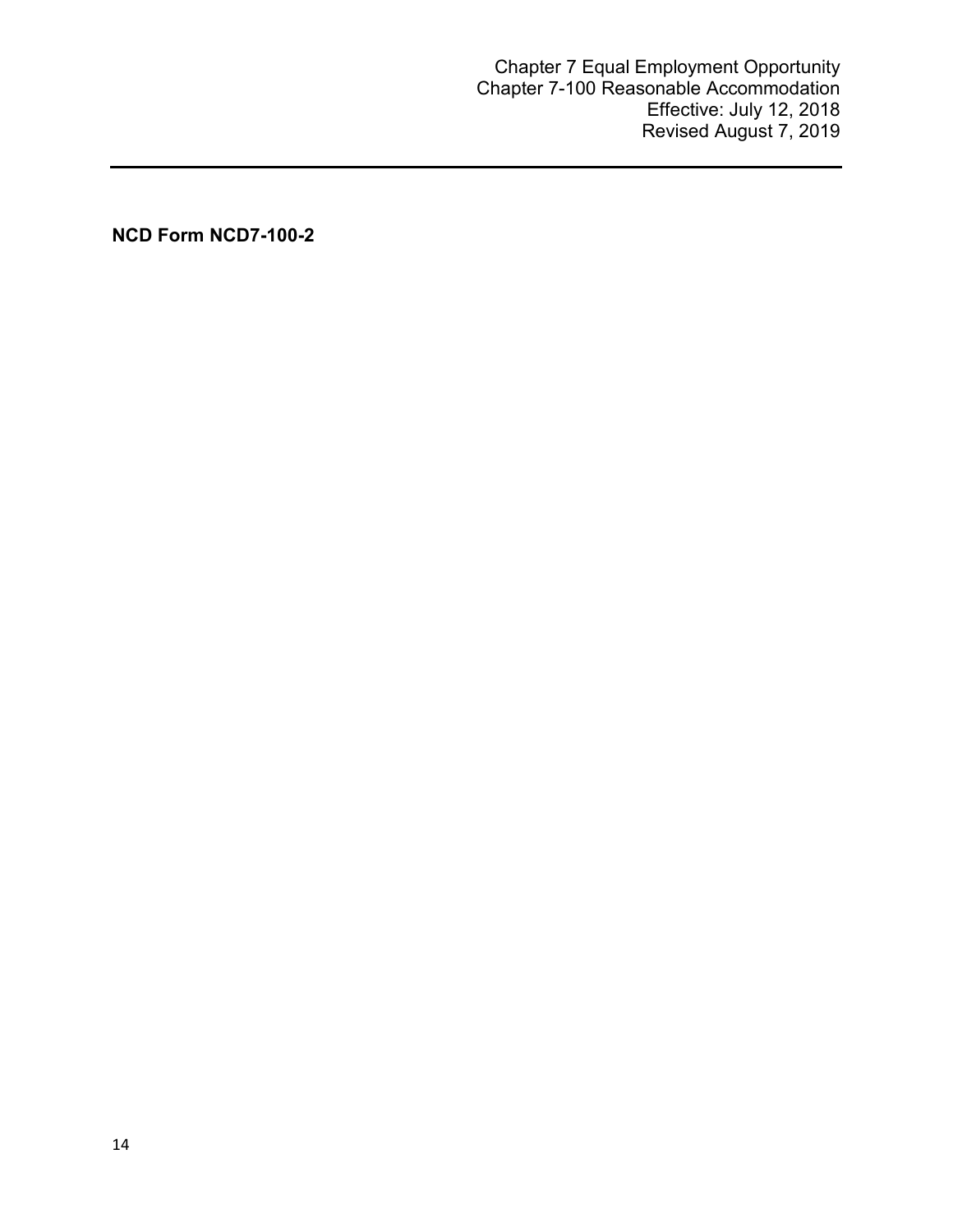**NCD Form NCD7-100-2**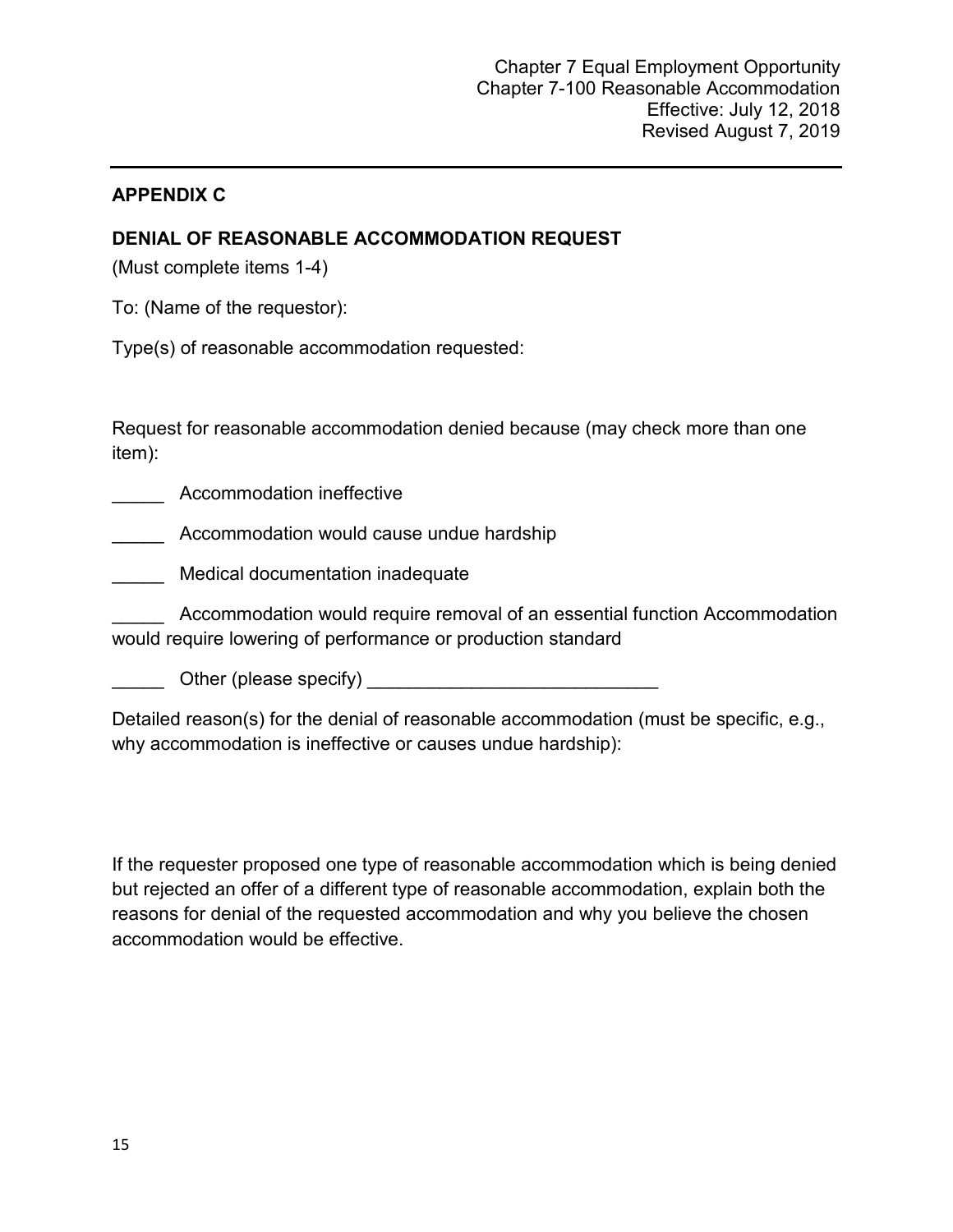## APPENDIX C

### DENIAL OF REASONABLE ACCOMMODATION REQUEST

(Must complete items 1-4)

To: (Name of the requestor):

Type(s) of reasonable accommodation requested:

Request for reasonable accommodation denied because (may check more than one item):

_____ Accommodation ineffective

_____ Accommodation would cause undue hardship

_____ Medical documentation inadequate

_____ Accommodation would require removal of an essential function Accommodation would require lowering of performance or production standard

_____ Other (please specify) ___________________________

Detailed reason(s) for the denial of reasonable accommodation (must be specific, e.g., why accommodation is ineffective or causes undue hardship):

If the requester proposed one type of reasonable accommodation which is being denied but rejected an offer of a different type of reasonable accommodation, explain both the reasons for denial of the requested accommodation and why you believe the chosen accommodation would be effective.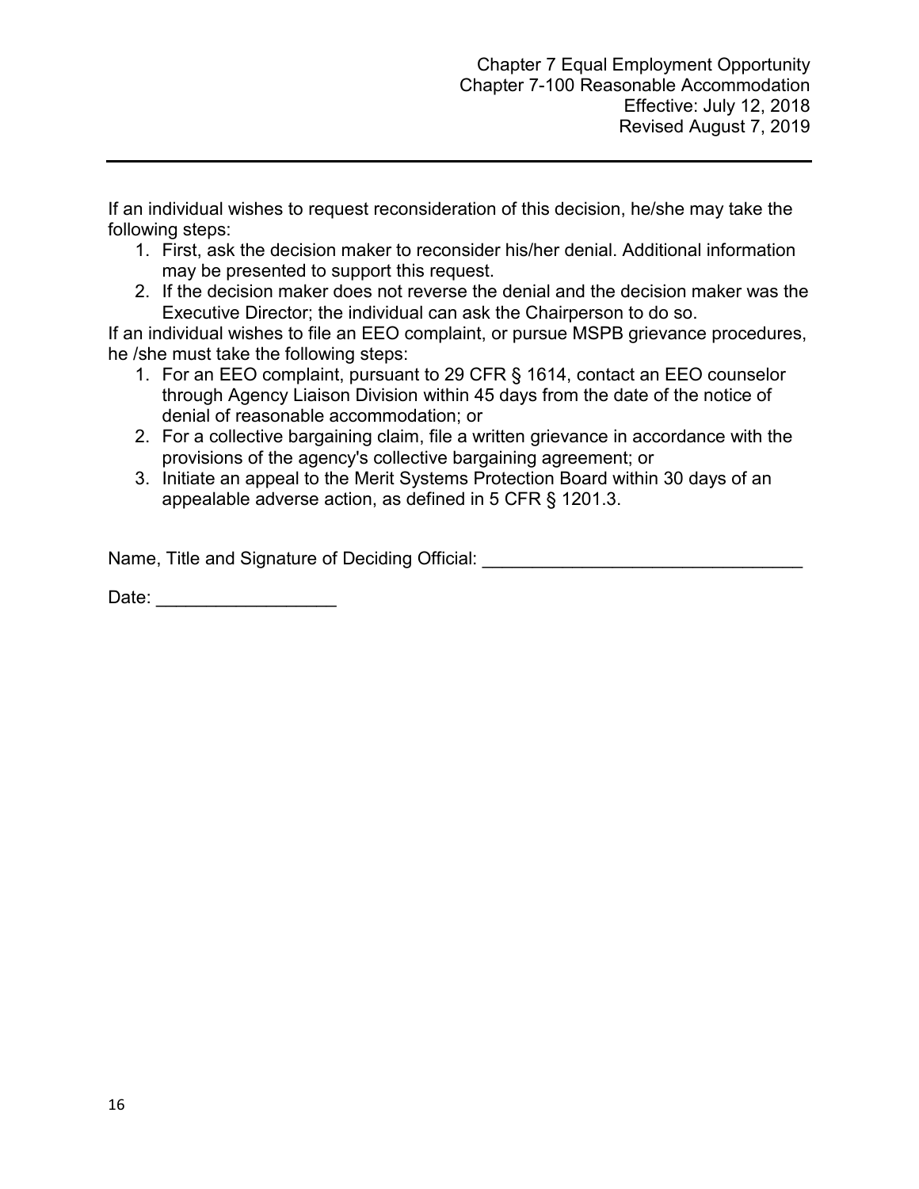If an individual wishes to request reconsideration of this decision, he/she may take the following steps:

1. First, ask the decision maker to reconsider his/her denial. Additional information may be presented to support this request.
2. If the decision maker does not reverse the denial and the decision maker was the Executive Director; the individual can ask the Chairperson to do so.

If an individual wishes to file an EEO complaint, or pursue MSPB grievance procedures, he /she must take the following steps:

1. For an EEO complaint, pursuant to 29 CFR § 1614, contact an EEO counselor through Agency Liaison Division within 45 days from the date of the notice of denial of reasonable accommodation; or
2. For a collective bargaining claim, file a written grievance in accordance with the provisions of the agency's collective bargaining agreement; or
3. Initiate an appeal to the Merit Systems Protection Board within 30 days of an appealable adverse action, as defined in 5 CFR § 1201.3.

Name, Title and Signature of Deciding Official: ________________________________

Date: __________________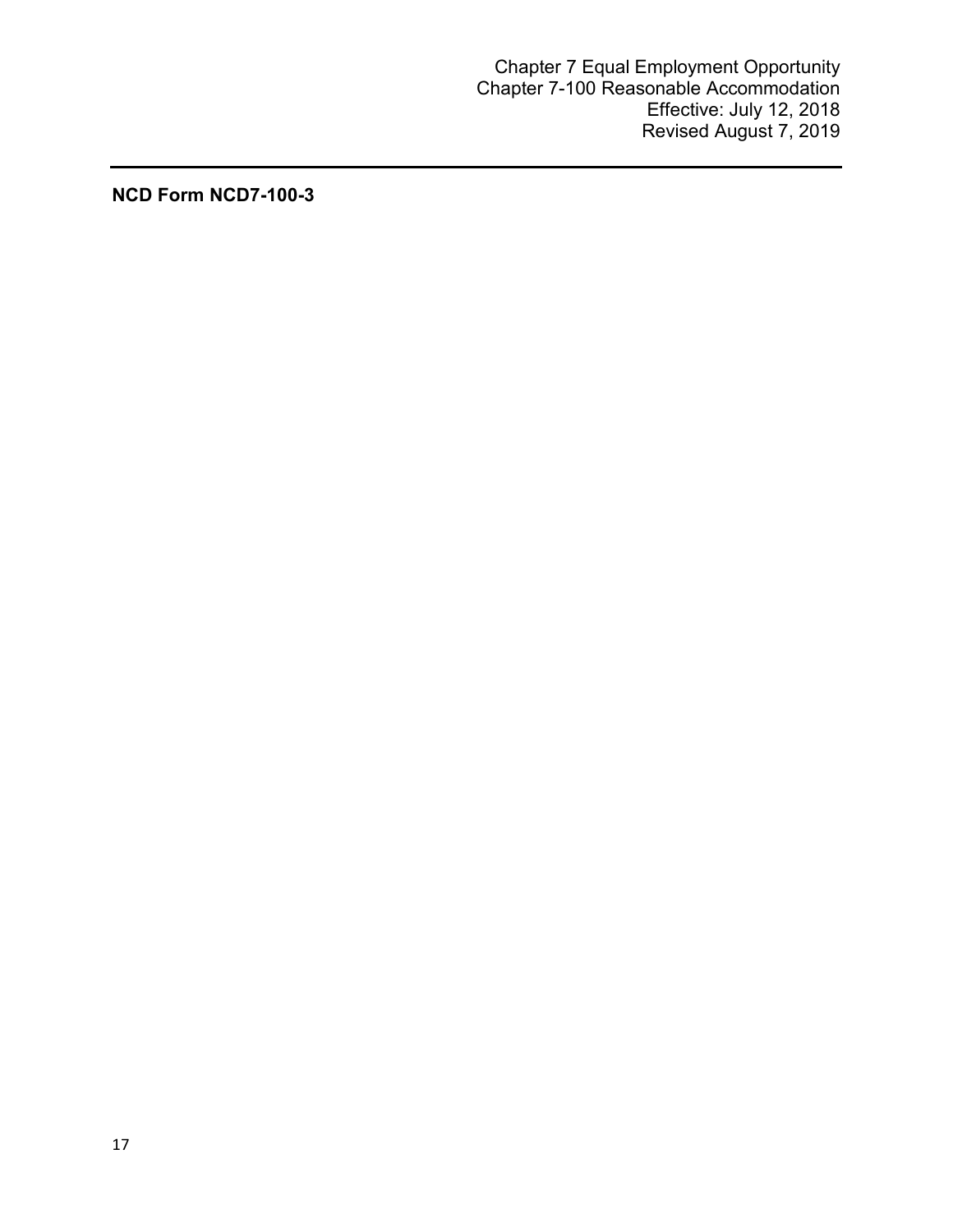**NCD Form NCD7-100-3**